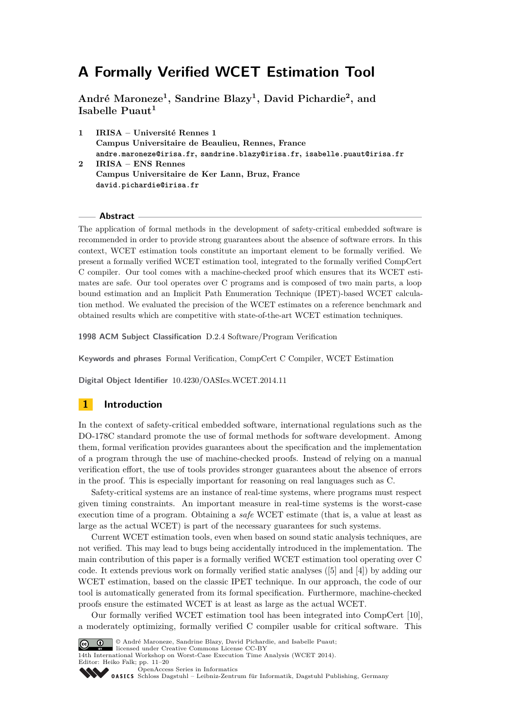# A Formally Verified WCET Estimation Tool

**André Maroneze[1], Sandrine Blazy[1], David Pichardie[2], and Isabelle Puaut[1]**

1. **IRISA – Université Rennes 1**
   **Campus Universitaire de Beaulieu, Rennes, France**
   andre.maroneze@irisa.fr, sandrine.blazy@irisa.fr, isabelle.puaut@irisa.fr
2. **IRISA – ENS Rennes**
   **Campus Universitaire de Ker Lann, Bruz, France**
   david.pichardie@irisa.fr

## Abstract

The application of formal methods in the development of safety-critical embedded software is recommended in order to provide strong guarantees about the absence of software errors. In this context, WCET estimation tools constitute an important element to be formally verified. We present a formally verified WCET estimation tool, integrated to the formally verified CompCert C compiler. Our tool comes with a machine-checked proof which ensures that its WCET estimates are safe. Our tool operates over C programs and is composed of two main parts, a loop bound estimation and an Implicit Path Enumeration Technique (IPET)-based WCET calculation method. We evaluated the precision of the WCET estimates on a reference benchmark and obtained results which are competitive with state-of-the-art WCET estimation techniques.

**1998 ACM Subject Classification** D.2.4 Software/Program Verification

**Keywords and phrases** Formal Verification, CompCert C Compiler, WCET Estimation

**Digital Object Identifier** 10.4230/OASIcs.WCET.2014.11

## 1 Introduction

In the context of safety-critical embedded software, international regulations such as the DO-178C standard promote the use of formal methods for software development. Among them, formal verification provides guarantees about the specification and the implementation of a program through the use of machine-checked proofs. Instead of relying on a manual verification effort, the use of tools provides stronger guarantees about the absence of errors in the proof. This is especially important for reasoning on real languages such as C.

Safety-critical systems are an instance of real-time systems, where programs must respect given timing constraints. An important measure in real-time systems is the worst-case execution time of a program. Obtaining a *safe* WCET estimate (that is, a value at least as large as the actual WCET) is part of the necessary guarantees for such systems.

Current WCET estimation tools, even when based on sound static analysis techniques, are not verified. This may lead to bugs being accidentally introduced in the implementation. The main contribution of this paper is a formally verified WCET estimation tool operating over C code. It extends previous work on formally verified static analyses ([5] and [4]) by adding our WCET estimation, based on the classic IPET technique. In our approach, the code of our tool is automatically generated from its formal specification. Furthermore, machine-checked proofs ensure the estimated WCET is at least as large as the actual WCET.

Our formally verified WCET estimation tool has been integrated into CompCert [10], a moderately optimizing, formally verified C compiler usable for critical software. This

© André Maroneze, Sandrine Blazy, David Pichardie, and Isabelle Puaut;
licensed under Creative Commons License CC-BY
14th International Workshop on Worst-Case Execution Time Analysis (WCET 2014).
Editor: Heiko Falk; pp. 11–20
OpenAccess Series in Informatics
Schloss Dagstuhl – Leibniz-Zentrum für Informatik, Dagstuhl Publishing, Germany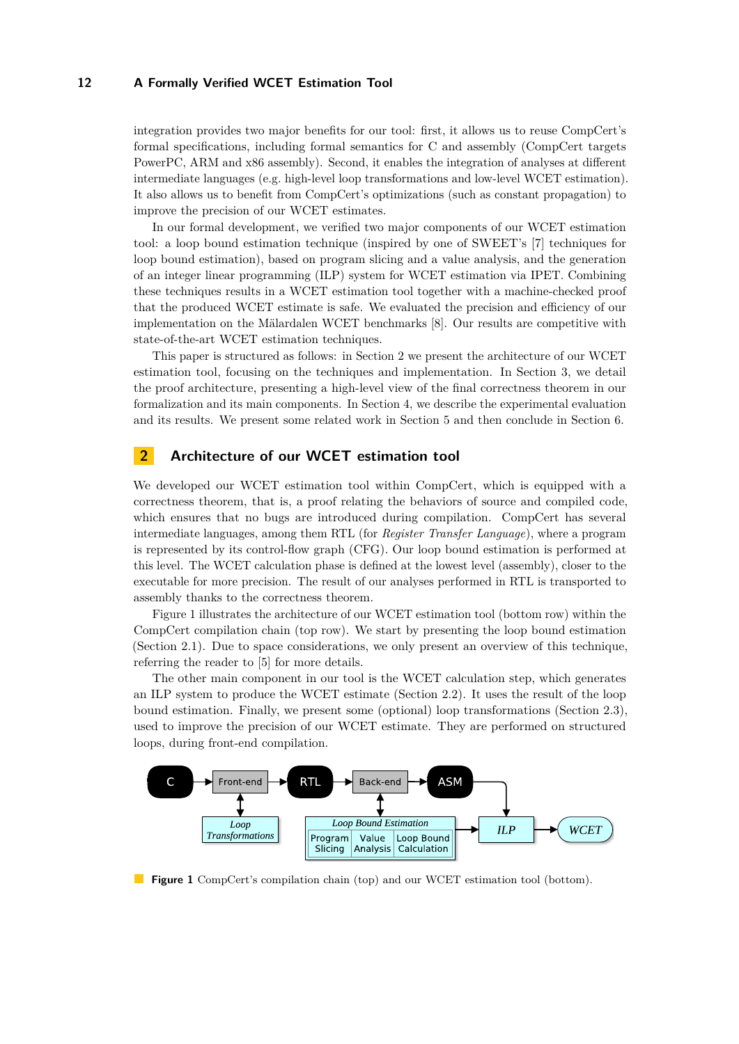integration provides two major benefits for our tool: first, it allows us to reuse CompCert's formal specifications, including formal semantics for C and assembly (CompCert targets PowerPC, ARM and x86 assembly). Second, it enables the integration of analyses at different intermediate languages (e.g. high-level loop transformations and low-level WCET estimation). It also allows us to benefit from CompCert's optimizations (such as constant propagation) to improve the precision of our WCET estimates.

In our formal development, we verified two major components of our WCET estimation tool: a loop bound estimation technique (inspired by one of SWEET's [7] techniques for loop bound estimation), based on program slicing and a value analysis, and the generation of an integer linear programming (ILP) system for WCET estimation via IPET. Combining these techniques results in a WCET estimation tool together with a machine-checked proof that the produced WCET estimate is safe. We evaluated the precision and efficiency of our implementation on the Mälardalen WCET benchmarks [8]. Our results are competitive with state-of-the-art WCET estimation techniques.

This paper is structured as follows: in Section 2 we present the architecture of our WCET estimation tool, focusing on the techniques and implementation. In Section 3, we detail the proof architecture, presenting a high-level view of the final correctness theorem in our formalization and its main components. In Section 4, we describe the experimental evaluation and its results. We present some related work in Section 5 and then conclude in Section 6.

## 2 Architecture of our WCET estimation tool

We developed our WCET estimation tool within CompCert, which is equipped with a correctness theorem, that is, a proof relating the behaviors of source and compiled code, which ensures that no bugs are introduced during compilation. CompCert has several intermediate languages, among them RTL (for *Register Transfer Language*), where a program is represented by its control-flow graph (CFG). Our loop bound estimation is performed at this level. The WCET calculation phase is defined at the lowest level (assembly), closer to the executable for more precision. The result of our analyses performed in RTL is transported to assembly thanks to the correctness theorem.

Figure 1 illustrates the architecture of our WCET estimation tool (bottom row) within the CompCert compilation chain (top row). We start by presenting the loop bound estimation (Section 2.1). Due to space considerations, we only present an overview of this technique, referring the reader to [5] for more details.

The other main component in our tool is the WCET calculation step, which generates an ILP system to produce the WCET estimate (Section 2.2). It uses the result of the loop bound estimation. Finally, we present some (optional) loop transformations (Section 2.3), used to improve the precision of our WCET estimate. They are performed on structured loops, during front-end compilation.

C → Front-end → RTL → Back-end → ASM → ILP → WCET

Front-end ↔ *Loop Transformations*; Back-end ↔ *Loop Bound Estimation* (Program Slicing | Value Analysis | Loop Bound Calculation) → ILP

**Figure 1** CompCert's compilation chain (top) and our WCET estimation tool (bottom).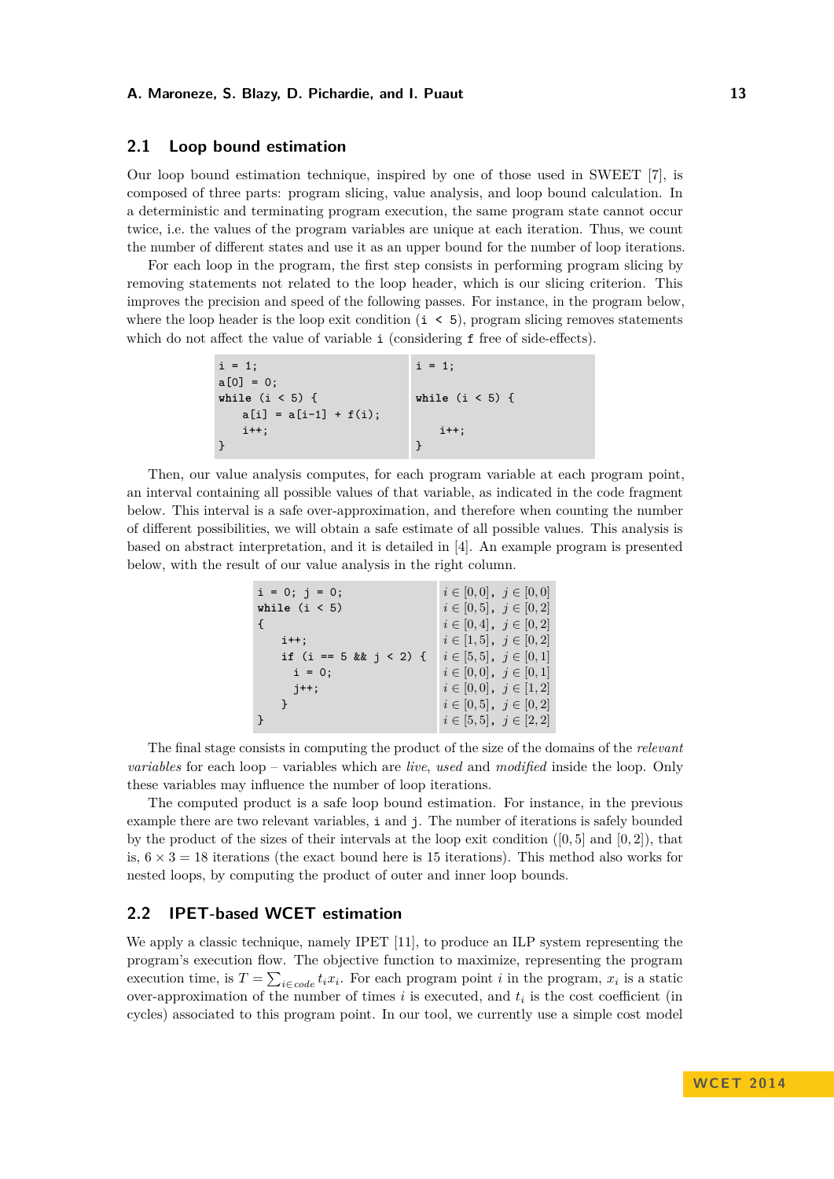## 2.1 Loop bound estimation

Our loop bound estimation technique, inspired by one of those used in SWEET [7], is composed of three parts: program slicing, value analysis, and loop bound calculation. In a deterministic and terminating program execution, the same program state cannot occur twice, i.e. the values of the program variables are unique at each iteration. Thus, we count the number of different states and use it as an upper bound for the number of loop iterations.

For each loop in the program, the first step consists in performing program slicing by removing statements not related to the loop header, which is our slicing criterion. This improves the precision and speed of the following passes. For instance, in the program below, where the loop header is the loop exit condition (`i < 5`), program slicing removes statements which do not affect the value of variable `i` (considering `f` free of side-effects).

| Original | Sliced |
|---|---|
| `i = 1;` | `i = 1;` |
| `a[0] = 0;` | |
| `while (i < 5) {` | `while (i < 5) {` |
| `a[i] = a[i-1] + f(i);` | |
| `i++;` | `i++;` |
| `}` | `}` |

Then, our value analysis computes, for each program variable at each program point, an interval containing all possible values of that variable, as indicated in the code fragment below. This interval is a safe over-approximation, and therefore when counting the number of different possibilities, we will obtain a safe estimate of all possible values. This analysis is based on abstract interpretation, and it is detailed in [4]. An example program is presented below, with the result of our value analysis in the right column.

| Code | Value analysis |
|---|---|
| `i = 0; j = 0;` | $i \in [0,0]$, $j \in [0,0]$ |
| `while (i < 5)` | $i \in [0,5]$, $j \in [0,2]$ |
| `{` | $i \in [0,4]$, $j \in [0,2]$ |
| `i++;` | $i \in [1,5]$, $j \in [0,2]$ |
| `if (i == 5 && j < 2) {` | $i \in [5,5]$, $j \in [0,1]$ |
| `i = 0;` | $i \in [0,0]$, $j \in [0,1]$ |
| `j++;` | $i \in [0,0]$, $j \in [1,2]$ |
| `}` | $i \in [0,5]$, $j \in [0,2]$ |
| `}` | $i \in [5,5]$, $j \in [2,2]$ |

The final stage consists in computing the product of the size of the domains of the *relevant variables* for each loop – variables which are *live*, *used* and *modified* inside the loop. Only these variables may influence the number of loop iterations.

The computed product is a safe loop bound estimation. For instance, in the previous example there are two relevant variables, `i` and `j`. The number of iterations is safely bounded by the product of the sizes of their intervals at the loop exit condition ($[0,5]$ and $[0,2]$), that is, $6 \times 3 = 18$ iterations (the exact bound here is 15 iterations). This method also works for nested loops, by computing the product of outer and inner loop bounds.

## 2.2 IPET-based WCET estimation

We apply a classic technique, namely IPET [11], to produce an ILP system representing the program's execution flow. The objective function to maximize, representing the program execution time, is $T = \sum_{i \in code} t_i x_i$. For each program point $i$ in the program, $x_i$ is a static over-approximation of the number of times $i$ is executed, and $t_i$ is the cost coefficient (in cycles) associated to this program point. In our tool, we currently use a simple cost model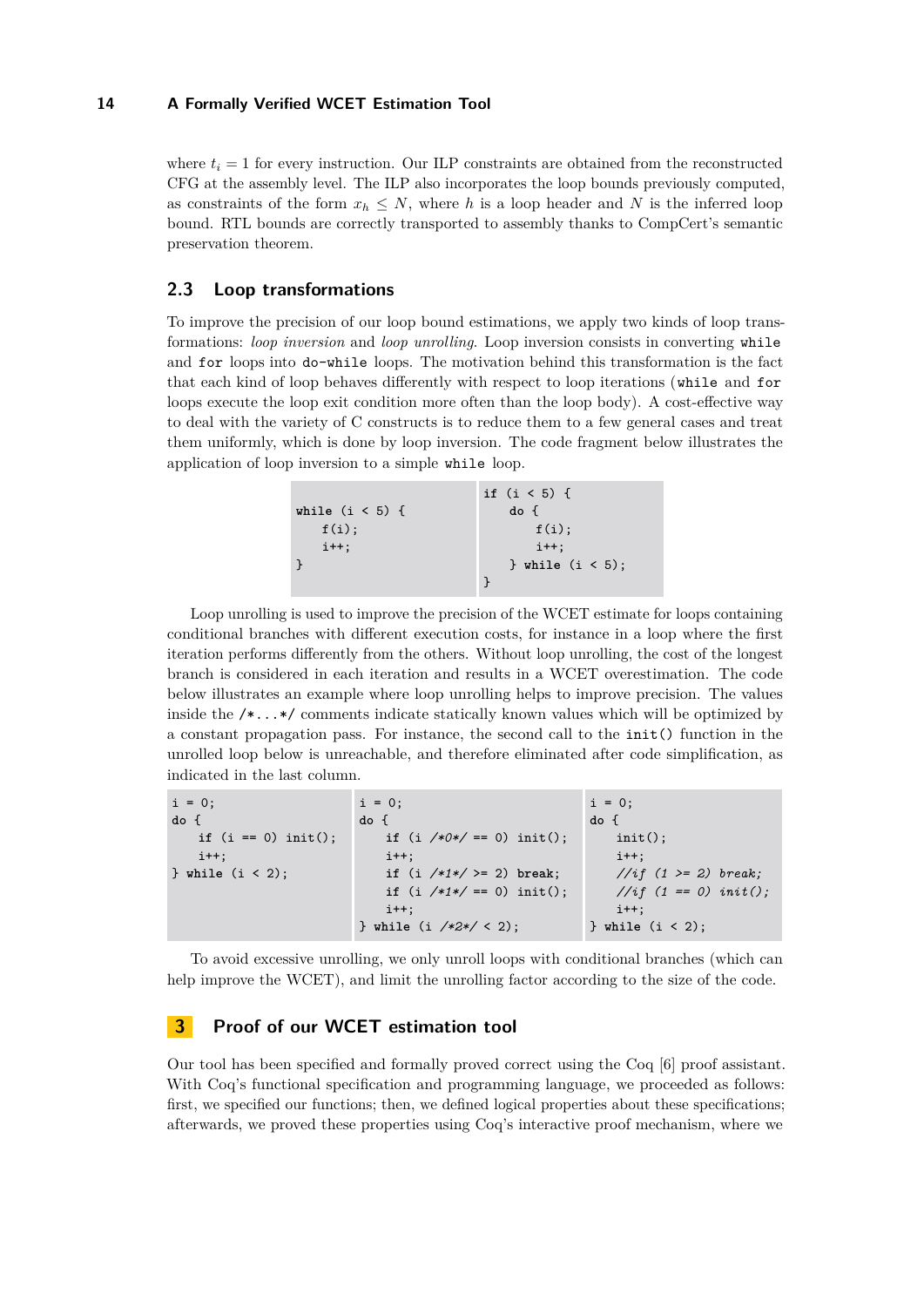where $t_i = 1$ for every instruction. Our ILP constraints are obtained from the reconstructed CFG at the assembly level. The ILP also incorporates the loop bounds previously computed, as constraints of the form $x_h \leq N$, where $h$ is a loop header and $N$ is the inferred loop bound. RTL bounds are correctly transported to assembly thanks to CompCert's semantic preservation theorem.

## 2.3 Loop transformations

To improve the precision of our loop bound estimations, we apply two kinds of loop transformations: *loop inversion* and *loop unrolling*. Loop inversion consists in converting `while` and `for` loops into `do-while` loops. The motivation behind this transformation is the fact that each kind of loop behaves differently with respect to loop iterations (`while` and `for` loops execute the loop exit condition more often than the loop body). A cost-effective way to deal with the variety of C constructs is to reduce them to a few general cases and treat them uniformly, which is done by loop inversion. The code fragment below illustrates the application of loop inversion to a simple `while` loop.

```
while (i < 5) {
    f(i);
    i++;
}
```

```
if (i < 5) {
    do {
        f(i);
        i++;
    } while (i < 5);
}
```

Loop unrolling is used to improve the precision of the WCET estimate for loops containing conditional branches with different execution costs, for instance in a loop where the first iteration performs differently from the others. Without loop unrolling, the cost of the longest branch is considered in each iteration and results in a WCET overestimation. The code below illustrates an example where loop unrolling helps to improve precision. The values inside the `/*...*/` comments indicate statically known values which will be optimized by a constant propagation pass. For instance, the second call to the `init()` function in the unrolled loop below is unreachable, and therefore eliminated after code simplification, as indicated in the last column.

```
i = 0;
do {
    if (i == 0) init();
    i++;
} while (i < 2);
```

```
i = 0;
do {
    if (i /*0*/ == 0) init();
    i++;
    if (i /*1*/ >= 2) break;
    if (i /*1*/ == 0) init();
    i++;
} while (i /*2*/ < 2);
```

```
i = 0;
do {
    init();
    i++;
    //if (1 >= 2) break;
    //if (1 == 0) init();
    i++;
} while (i < 2);
```

To avoid excessive unrolling, we only unroll loops with conditional branches (which can help improve the WCET), and limit the unrolling factor according to the size of the code.

# 3 Proof of our WCET estimation tool

Our tool has been specified and formally proved correct using the Coq [6] proof assistant. With Coq's functional specification and programming language, we proceeded as follows: first, we specified our functions; then, we defined logical properties about these specifications; afterwards, we proved these properties using Coq's interactive proof mechanism, where we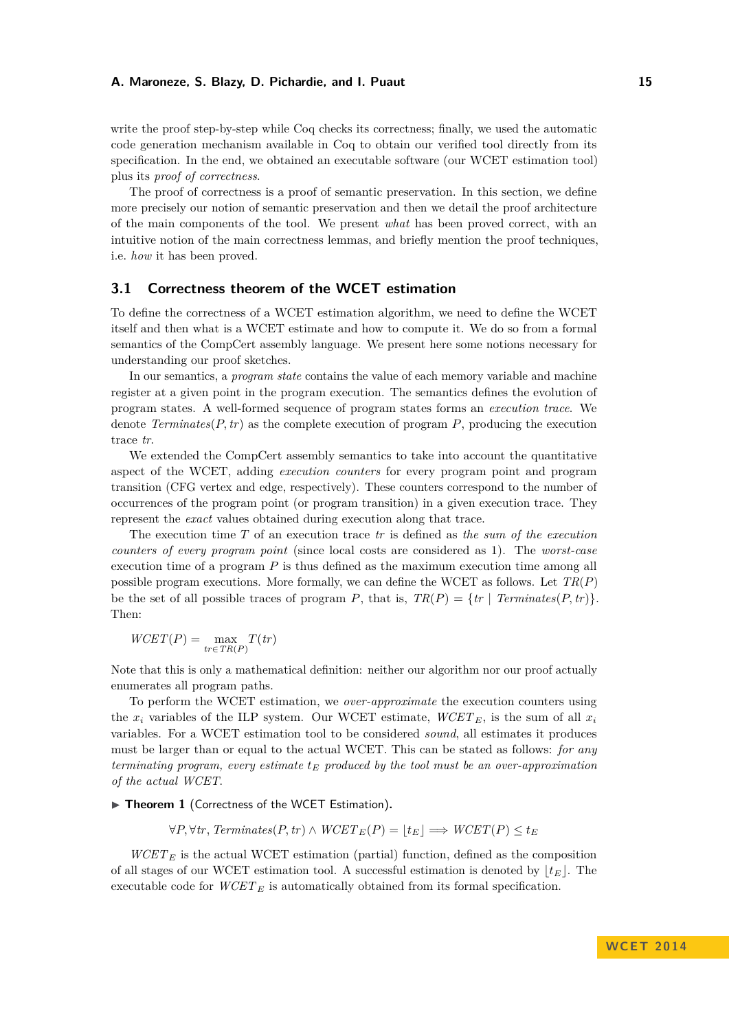write the proof step-by-step while Coq checks its correctness; finally, we used the automatic code generation mechanism available in Coq to obtain our verified tool directly from its specification. In the end, we obtained an executable software (our WCET estimation tool) plus its *proof of correctness*.

The proof of correctness is a proof of semantic preservation. In this section, we define more precisely our notion of semantic preservation and then we detail the proof architecture of the main components of the tool. We present *what* has been proved correct, with an intuitive notion of the main correctness lemmas, and briefly mention the proof techniques, i.e. *how* it has been proved.

## 3.1 Correctness theorem of the WCET estimation

To define the correctness of a WCET estimation algorithm, we need to define the WCET itself and then what is a WCET estimate and how to compute it. We do so from a formal semantics of the CompCert assembly language. We present here some notions necessary for understanding our proof sketches.

In our semantics, a *program state* contains the value of each memory variable and machine register at a given point in the program execution. The semantics defines the evolution of program states. A well-formed sequence of program states forms an *execution trace*. We denote $Terminates(P, tr)$ as the complete execution of program $P$, producing the execution trace $tr$.

We extended the CompCert assembly semantics to take into account the quantitative aspect of the WCET, adding *execution counters* for every program point and program transition (CFG vertex and edge, respectively). These counters correspond to the number of occurrences of the program point (or program transition) in a given execution trace. They represent the *exact* values obtained during execution along that trace.

The execution time $T$ of an execution trace $tr$ is defined as *the sum of the execution counters of every program point* (since local costs are considered as 1). The *worst-case* execution time of a program $P$ is thus defined as the maximum execution time among all possible program executions. More formally, we can define the WCET as follows. Let $TR(P)$ be the set of all possible traces of program $P$, that is, $TR(P) = \{tr \mid Terminates(P, tr)\}$. Then:

$$WCET(P) = \max_{tr \in TR(P)} T(tr)$$

Note that this is only a mathematical definition: neither our algorithm nor our proof actually enumerates all program paths.

To perform the WCET estimation, we *over-approximate* the execution counters using the $x_i$ variables of the ILP system. Our WCET estimate, $WCET_E$, is the sum of all $x_i$ variables. For a WCET estimation tool to be considered *sound*, all estimates it produces must be larger than or equal to the actual WCET. This can be stated as follows: *for any terminating program, every estimate $t_E$ produced by the tool must be an over-approximation of the actual WCET.*

▶ **Theorem 1** (Correctness of the WCET Estimation)**.**

$$\forall P, \forall tr,\ Terminates(P, tr) \wedge WCET_E(P) = \lfloor t_E \rfloor \implies WCET(P) \leq t_E$$

$WCET_E$ is the actual WCET estimation (partial) function, defined as the composition of all stages of our WCET estimation tool. A successful estimation is denoted by $\lfloor t_E \rfloor$. The executable code for $WCET_E$ is automatically obtained from its formal specification.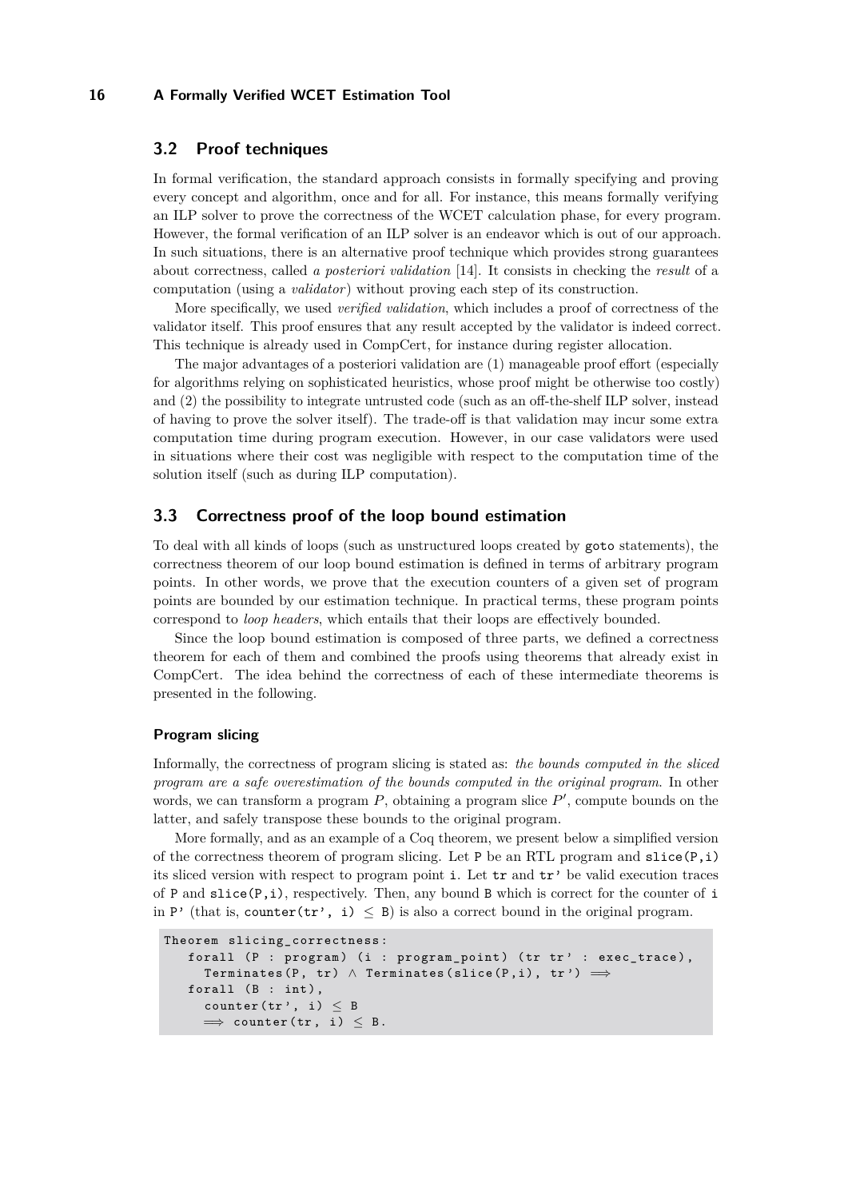## 3.2 Proof techniques

In formal verification, the standard approach consists in formally specifying and proving every concept and algorithm, once and for all. For instance, this means formally verifying an ILP solver to prove the correctness of the WCET calculation phase, for every program. However, the formal verification of an ILP solver is an endeavor which is out of our approach. In such situations, there is an alternative proof technique which provides strong guarantees about correctness, called *a posteriori validation* [14]. It consists in checking the *result* of a computation (using a *validator*) without proving each step of its construction.

More specifically, we used *verified validation*, which includes a proof of correctness of the validator itself. This proof ensures that any result accepted by the validator is indeed correct. This technique is already used in CompCert, for instance during register allocation.

The major advantages of a posteriori validation are (1) manageable proof effort (especially for algorithms relying on sophisticated heuristics, whose proof might be otherwise too costly) and (2) the possibility to integrate untrusted code (such as an off-the-shelf ILP solver, instead of having to prove the solver itself). The trade-off is that validation may incur some extra computation time during program execution. However, in our case validators were used in situations where their cost was negligible with respect to the computation time of the solution itself (such as during ILP computation).

## 3.3 Correctness proof of the loop bound estimation

To deal with all kinds of loops (such as unstructured loops created by `goto` statements), the correctness theorem of our loop bound estimation is defined in terms of arbitrary program points. In other words, we prove that the execution counters of a given set of program points are bounded by our estimation technique. In practical terms, these program points correspond to *loop headers*, which entails that their loops are effectively bounded.

Since the loop bound estimation is composed of three parts, we defined a correctness theorem for each of them and combined the proofs using theorems that already exist in CompCert. The idea behind the correctness of each of these intermediate theorems is presented in the following.

### Program slicing

Informally, the correctness of program slicing is stated as: *the bounds computed in the sliced program are a safe overestimation of the bounds computed in the original program.* In other words, we can transform a program $P$, obtaining a program slice $P'$, compute bounds on the latter, and safely transpose these bounds to the original program.

More formally, and as an example of a Coq theorem, we present below a simplified version of the correctness theorem of program slicing. Let `P` be an RTL program and `slice(P,i)` its sliced version with respect to program point `i`. Let `tr` and `tr'` be valid execution traces of `P` and `slice(P,i)`, respectively. Then, any bound `B` which is correct for the counter of `i` in `P'` (that is, `counter(tr', i) ≤ B`) is also a correct bound in the original program.

```
Theorem slicing_correctness:
   forall (P : program) (i : program_point) (tr tr' : exec_trace),
     Terminates(P, tr) ∧ Terminates(slice(P,i), tr') ⟹
   forall (B : int),
     counter(tr', i) ≤ B
     ⟹ counter(tr, i) ≤ B.
```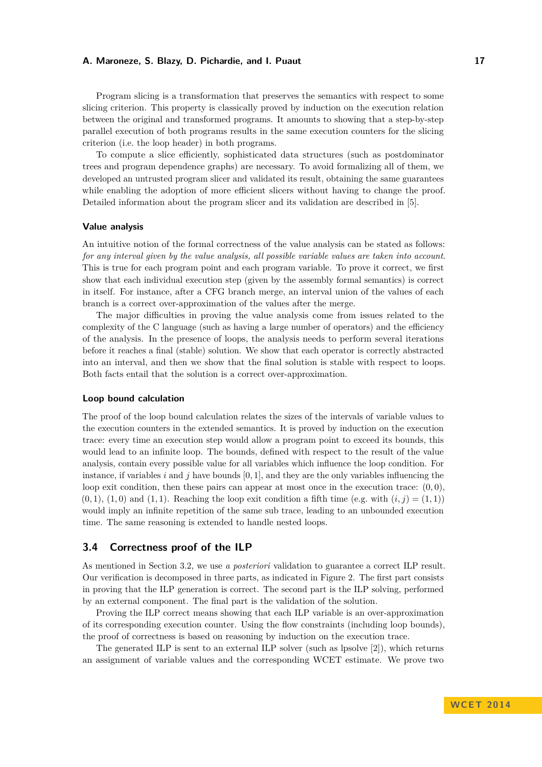Program slicing is a transformation that preserves the semantics with respect to some slicing criterion. This property is classically proved by induction on the execution relation between the original and transformed programs. It amounts to showing that a step-by-step parallel execution of both programs results in the same execution counters for the slicing criterion (i.e. the loop header) in both programs.

To compute a slice efficiently, sophisticated data structures (such as postdominator trees and program dependence graphs) are necessary. To avoid formalizing all of them, we developed an untrusted program slicer and validated its result, obtaining the same guarantees while enabling the adoption of more efficient slicers without having to change the proof. Detailed information about the program slicer and its validation are described in [5].

#### Value analysis

An intuitive notion of the formal correctness of the value analysis can be stated as follows: *for any interval given by the value analysis, all possible variable values are taken into account*. This is true for each program point and each program variable. To prove it correct, we first show that each individual execution step (given by the assembly formal semantics) is correct in itself. For instance, after a CFG branch merge, an interval union of the values of each branch is a correct over-approximation of the values after the merge.

The major difficulties in proving the value analysis come from issues related to the complexity of the C language (such as having a large number of operators) and the efficiency of the analysis. In the presence of loops, the analysis needs to perform several iterations before it reaches a final (stable) solution. We show that each operator is correctly abstracted into an interval, and then we show that the final solution is stable with respect to loops. Both facts entail that the solution is a correct over-approximation.

#### Loop bound calculation

The proof of the loop bound calculation relates the sizes of the intervals of variable values to the execution counters in the extended semantics. It is proved by induction on the execution trace: every time an execution step would allow a program point to exceed its bounds, this would lead to an infinite loop. The bounds, defined with respect to the result of the value analysis, contain every possible value for all variables which influence the loop condition. For instance, if variables $i$ and $j$ have bounds $[0, 1]$, and they are the only variables influencing the loop exit condition, then these pairs can appear at most once in the execution trace: $(0, 0)$, $(0, 1)$, $(1, 0)$ and $(1, 1)$. Reaching the loop exit condition a fifth time (e.g. with $(i, j) = (1, 1)$) would imply an infinite repetition of the same sub trace, leading to an unbounded execution time. The same reasoning is extended to handle nested loops.

## 3.4 Correctness proof of the ILP

As mentioned in Section 3.2, we use *a posteriori* validation to guarantee a correct ILP result. Our verification is decomposed in three parts, as indicated in Figure 2. The first part consists in proving that the ILP generation is correct. The second part is the ILP solving, performed by an external component. The final part is the validation of the solution.

Proving the ILP correct means showing that each ILP variable is an over-approximation of its corresponding execution counter. Using the flow constraints (including loop bounds), the proof of correctness is based on reasoning by induction on the execution trace.

The generated ILP is sent to an external ILP solver (such as lpsolve [2]), which returns an assignment of variable values and the corresponding WCET estimate. We prove two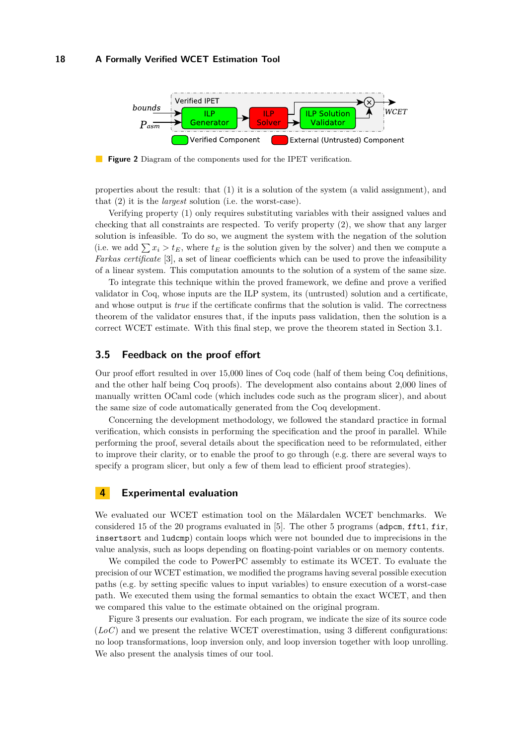**Figure 2** Diagram of the components used for the IPET verification.

properties about the result: that (1) it is a solution of the system (a valid assignment), and that (2) it is the *largest* solution (i.e. the worst-case).

Verifying property (1) only requires substituting variables with their assigned values and checking that all constraints are respected. To verify property (2), we show that any larger solution is infeasible. To do so, we augment the system with the negation of the solution (i.e. we add $\sum x_i > t_E$, where $t_E$ is the solution given by the solver) and then we compute a *Farkas certificate* [3], a set of linear coefficients which can be used to prove the infeasibility of a linear system. This computation amounts to the solution of a system of the same size.

To integrate this technique within the proved framework, we define and prove a verified validator in Coq, whose inputs are the ILP system, its (untrusted) solution and a certificate, and whose output is *true* if the certificate confirms that the solution is valid. The correctness theorem of the validator ensures that, if the inputs pass validation, then the solution is a correct WCET estimate. With this final step, we prove the theorem stated in Section 3.1.

### 3.5 Feedback on the proof effort

Our proof effort resulted in over 15,000 lines of Coq code (half of them being Coq definitions, and the other half being Coq proofs). The development also contains about 2,000 lines of manually written OCaml code (which includes code such as the program slicer), and about the same size of code automatically generated from the Coq development.

Concerning the development methodology, we followed the standard practice in formal verification, which consists in performing the specification and the proof in parallel. While performing the proof, several details about the specification need to be reformulated, either to improve their clarity, or to enable the proof to go through (e.g. there are several ways to specify a program slicer, but only a few of them lead to efficient proof strategies).

## 4 Experimental evaluation

We evaluated our WCET estimation tool on the Mälardalen WCET benchmarks. We considered 15 of the 20 programs evaluated in [5]. The other 5 programs (`adpcm`, `fft1`, `fir`, `insertsort` and `ludcmp`) contain loops which were not bounded due to imprecisions in the value analysis, such as loops depending on floating-point variables or on memory contents.

We compiled the code to PowerPC assembly to estimate its WCET. To evaluate the precision of our WCET estimation, we modified the programs having several possible execution paths (e.g. by setting specific values to input variables) to ensure execution of a worst-case path. We executed them using the formal semantics to obtain the exact WCET, and then we compared this value to the estimate obtained on the original program.

Figure 3 presents our evaluation. For each program, we indicate the size of its source code ($LoC$) and we present the relative WCET overestimation, using 3 different configurations: no loop transformations, loop inversion only, and loop inversion together with loop unrolling. We also present the analysis times of our tool.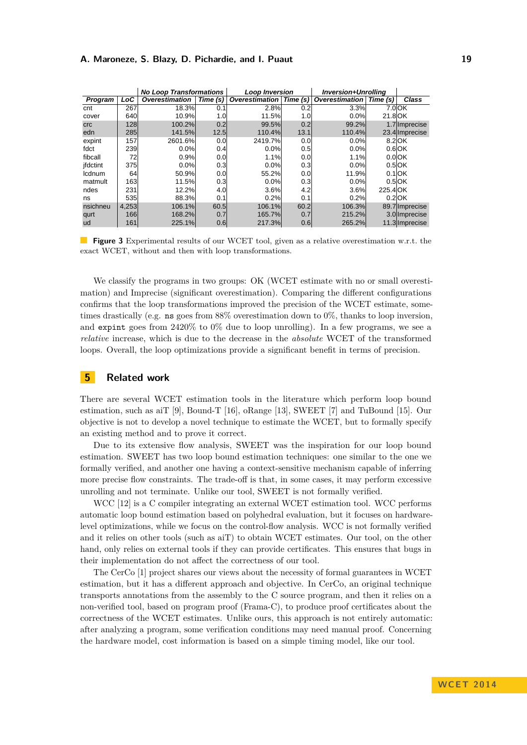| | | No Loop Transformations | | Loop Inversion | | Inversion+Unrolling | | |
|---|---|---|---|---|---|---|---|---|
| **Program** | **LoC** | **Overestimation** | **Time (s)** | **Overestimation** | **Time (s)** | **Overestimation** | **Time (s)** | **Class** |
| cnt | 267 | 18.3% | 0.1 | 2.8% | 0.2 | 3.3% | 7.0 | OK |
| cover | 640 | 10.9% | 1.0 | 11.5% | 1.0 | 0.0% | 21.8 | OK |
| crc | 128 | 100.2% | 0.2 | 99.5% | 0.2 | 99.2% | 1.7 | Imprecise |
| edn | 285 | 141.5% | 12.5 | 110.4% | 13.1 | 110.4% | 23.4 | Imprecise |
| expint | 157 | 2601.6% | 0.0 | 2419.7% | 0.0 | 0.0% | 8.2 | OK |
| fdct | 239 | 0.0% | 0.4 | 0.0% | 0.5 | 0.0% | 0.6 | OK |
| fibcall | 72 | 0.9% | 0.0 | 1.1% | 0.0 | 1.1% | 0.0 | OK |
| jfdctint | 375 | 0.0% | 0.3 | 0.0% | 0.3 | 0.0% | 0.5 | OK |
| lcdnum | 64 | 50.9% | 0.0 | 55.2% | 0.0 | 11.9% | 0.1 | OK |
| matmult | 163 | 11.5% | 0.3 | 0.0% | 0.3 | 0.0% | 0.5 | OK |
| ndes | 231 | 12.2% | 4.0 | 3.6% | 4.2 | 3.6% | 225.4 | OK |
| ns | 535 | 88.3% | 0.1 | 0.2% | 0.1 | 0.2% | 0.2 | OK |
| nsichneu | 4,253 | 106.1% | 60.5 | 106.1% | 60.2 | 106.3% | 89.7 | Imprecise |
| qurt | 166 | 168.2% | 0.7 | 165.7% | 0.7 | 215.2% | 3.0 | Imprecise |
| ud | 161 | 225.1% | 0.6 | 217.3% | 0.6 | 265.2% | 11.3 | Imprecise |

**Figure 3** Experimental results of our WCET tool, given as a relative overestimation w.r.t. the exact WCET, without and then with loop transformations.

We classify the programs in two groups: OK (WCET estimate with no or small overestimation) and Imprecise (significant overestimation). Comparing the different configurations confirms that the loop transformations improved the precision of the WCET estimate, sometimes drastically (e.g. `ns` goes from 88% overestimation down to 0%, thanks to loop inversion, and `expint` goes from 2420% to 0% due to loop unrolling). In a few programs, we see a *relative* increase, which is due to the decrease in the *absolute* WCET of the transformed loops. Overall, the loop optimizations provide a significant benefit in terms of precision.

## 5 Related work

There are several WCET estimation tools in the literature which perform loop bound estimation, such as aiT [9], Bound-T [16], oRange [13], SWEET [7] and TuBound [15]. Our objective is not to develop a novel technique to estimate the WCET, but to formally specify an existing method and to prove it correct.

Due to its extensive flow analysis, SWEET was the inspiration for our loop bound estimation. SWEET has two loop bound estimation techniques: one similar to the one we formally verified, and another one having a context-sensitive mechanism capable of inferring more precise flow constraints. The trade-off is that, in some cases, it may perform excessive unrolling and not terminate. Unlike our tool, SWEET is not formally verified.

WCC [12] is a C compiler integrating an external WCET estimation tool. WCC performs automatic loop bound estimation based on polyhedral evaluation, but it focuses on hardware-level optimizations, while we focus on the control-flow analysis. WCC is not formally verified and it relies on other tools (such as aiT) to obtain WCET estimates. Our tool, on the other hand, only relies on external tools if they can provide certificates. This ensures that bugs in their implementation do not affect the correctness of our tool.

The CerCo [1] project shares our views about the necessity of formal guarantees in WCET estimation, but it has a different approach and objective. In CerCo, an original technique transports annotations from the assembly to the C source program, and then it relies on a non-verified tool, based on program proof (Frama-C), to produce proof certificates about the correctness of the WCET estimates. Unlike ours, this approach is not entirely automatic: after analyzing a program, some verification conditions may need manual proof. Concerning the hardware model, cost information is based on a simple timing model, like our tool.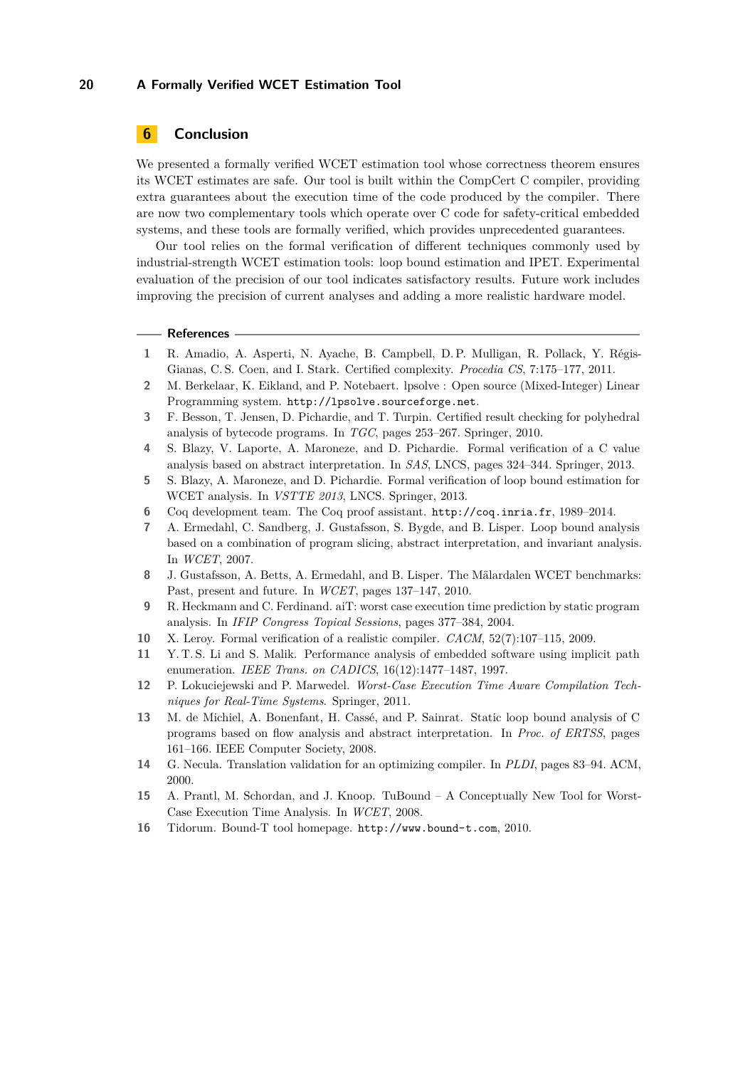## 6 Conclusion

We presented a formally verified WCET estimation tool whose correctness theorem ensures its WCET estimates are safe. Our tool is built within the CompCert C compiler, providing extra guarantees about the execution time of the code produced by the compiler. There are now two complementary tools which operate over C code for safety-critical embedded systems, and these tools are formally verified, which provides unprecedented guarantees.

Our tool relies on the formal verification of different techniques commonly used by industrial-strength WCET estimation tools: loop bound estimation and IPET. Experimental evaluation of the precision of our tool indicates satisfactory results. Future work includes improving the precision of current analyses and adding a more realistic hardware model.

### References

1. R. Amadio, A. Asperti, N. Ayache, B. Campbell, D. P. Mulligan, R. Pollack, Y. Régis-Gianas, C. S. Coen, and I. Stark. Certified complexity. *Procedia CS*, 7:175–177, 2011.
2. M. Berkelaar, K. Eikland, and P. Notebaert. lpsolve : Open source (Mixed-Integer) Linear Programming system. `http://lpsolve.sourceforge.net`.
3. F. Besson, T. Jensen, D. Pichardie, and T. Turpin. Certified result checking for polyhedral analysis of bytecode programs. In *TGC*, pages 253–267. Springer, 2010.
4. S. Blazy, V. Laporte, A. Maroneze, and D. Pichardie. Formal verification of a C value analysis based on abstract interpretation. In *SAS*, LNCS, pages 324–344. Springer, 2013.
5. S. Blazy, A. Maroneze, and D. Pichardie. Formal verification of loop bound estimation for WCET analysis. In *VSTTE 2013*, LNCS. Springer, 2013.
6. Coq development team. The Coq proof assistant. `http://coq.inria.fr`, 1989–2014.
7. A. Ermedahl, C. Sandberg, J. Gustafsson, S. Bygde, and B. Lisper. Loop bound analysis based on a combination of program slicing, abstract interpretation, and invariant analysis. In *WCET*, 2007.
8. J. Gustafsson, A. Betts, A. Ermedahl, and B. Lisper. The Mälardalen WCET benchmarks: Past, present and future. In *WCET*, pages 137–147, 2010.
9. R. Heckmann and C. Ferdinand. aiT: worst case execution time prediction by static program analysis. In *IFIP Congress Topical Sessions*, pages 377–384, 2004.
10. X. Leroy. Formal verification of a realistic compiler. *CACM*, 52(7):107–115, 2009.
11. Y. T. S. Li and S. Malik. Performance analysis of embedded software using implicit path enumeration. *IEEE Trans. on CADICS*, 16(12):1477–1487, 1997.
12. P. Lokuciejewski and P. Marwedel. *Worst-Case Execution Time Aware Compilation Techniques for Real-Time Systems*. Springer, 2011.
13. M. de Michiel, A. Bonenfant, H. Cassé, and P. Sainrat. Static loop bound analysis of C programs based on flow analysis and abstract interpretation. In *Proc. of ERTSS*, pages 161–166. IEEE Computer Society, 2008.
14. G. Necula. Translation validation for an optimizing compiler. In *PLDI*, pages 83–94. ACM, 2000.
15. A. Prantl, M. Schordan, and J. Knoop. TuBound – A Conceptually New Tool for Worst-Case Execution Time Analysis. In *WCET*, 2008.
16. Tidorum. Bound-T tool homepage. `http://www.bound-t.com`, 2010.